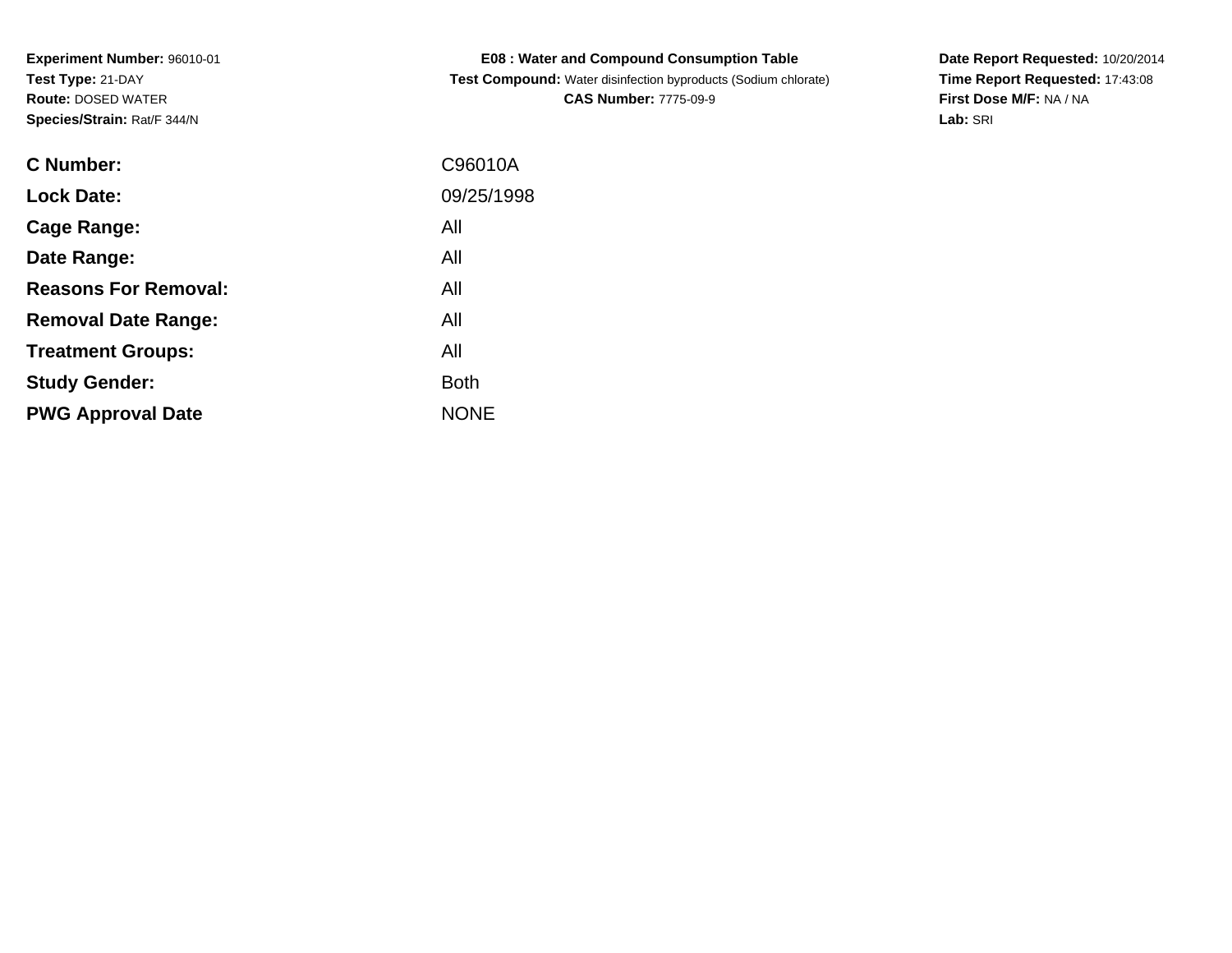**Experiment Number:** 96010-01
**Test Type:** 21-DAY
**Route:** DOSED WATER
**Species/Strain:** Rat/F 344/N

**E08 : Water and Compound Consumption Table**
**Test Compound:** Water disinfection byproducts (Sodium chlorate)
**CAS Number:** 7775-09-9

**Date Report Requested:** 10/20/2014
**Time Report Requested:** 17:43:08
**First Dose M/F:** NA / NA
**Lab:** SRI

| | |
|---|---|
| **C Number:** | C96010A |
| **Lock Date:** | 09/25/1998 |
| **Cage Range:** | All |
| **Date Range:** | All |
| **Reasons For Removal:** | All |
| **Removal Date Range:** | All |
| **Treatment Groups:** | All |
| **Study Gender:** | Both |
| **PWG Approval Date** | NONE |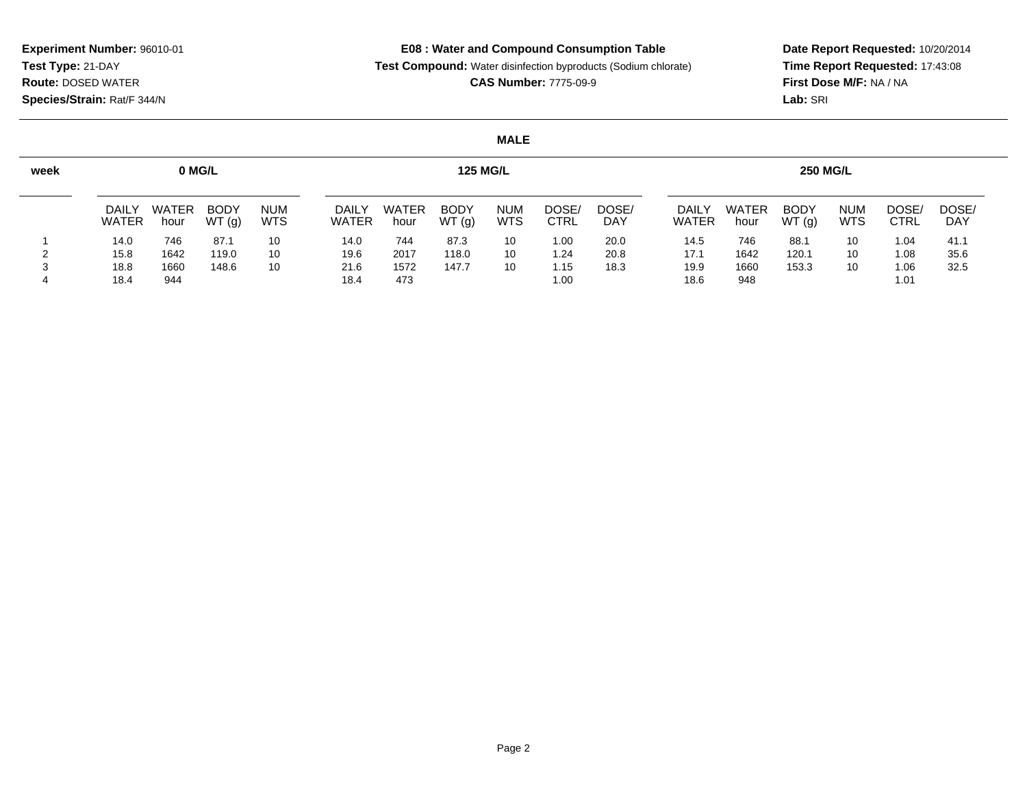**Experiment Number:** 96010-01
**Test Type:** 21-DAY
**Route:** DOSED WATER
**Species/Strain:** Rat/F 344/N

**E08 : Water and Compound Consumption Table**
**Test Compound:** Water disinfection byproducts (Sodium chlorate)
**CAS Number:** 7775-09-9

**Date Report Requested:** 10/20/2014
**Time Report Requested:** 17:43:08
**First Dose M/F:** NA / NA
**Lab:** SRI

**MALE**

| week | 0 MG/L | | | | 125 MG/L | | | | | | 250 MG/L | | | | | |
|---|---|---|---|---|---|---|---|---|---|---|---|---|---|---|---|---|
| | DAILY WATER | WATER hour | BODY WT (g) | NUM WTS | DAILY WATER | WATER hour | BODY WT (g) | NUM WTS | DOSE/ CTRL | DOSE/ DAY | DAILY WATER | WATER hour | BODY WT (g) | NUM WTS | DOSE/ CTRL | DOSE/ DAY |
| 1 | 14.0 | 746 | 87.1 | 10 | 14.0 | 744 | 87.3 | 10 | 1.00 | 20.0 | 14.5 | 746 | 88.1 | 10 | 1.04 | 41.1 |
| 2 | 15.8 | 1642 | 119.0 | 10 | 19.6 | 2017 | 118.0 | 10 | 1.24 | 20.8 | 17.1 | 1642 | 120.1 | 10 | 1.08 | 35.6 |
| 3 | 18.8 | 1660 | 148.6 | 10 | 21.6 | 1572 | 147.7 | 10 | 1.15 | 18.3 | 19.9 | 1660 | 153.3 | 10 | 1.06 | 32.5 |
| 4 | 18.4 | 944 | | | 18.4 | 473 | | | 1.00 | | 18.6 | 948 | | | 1.01 | |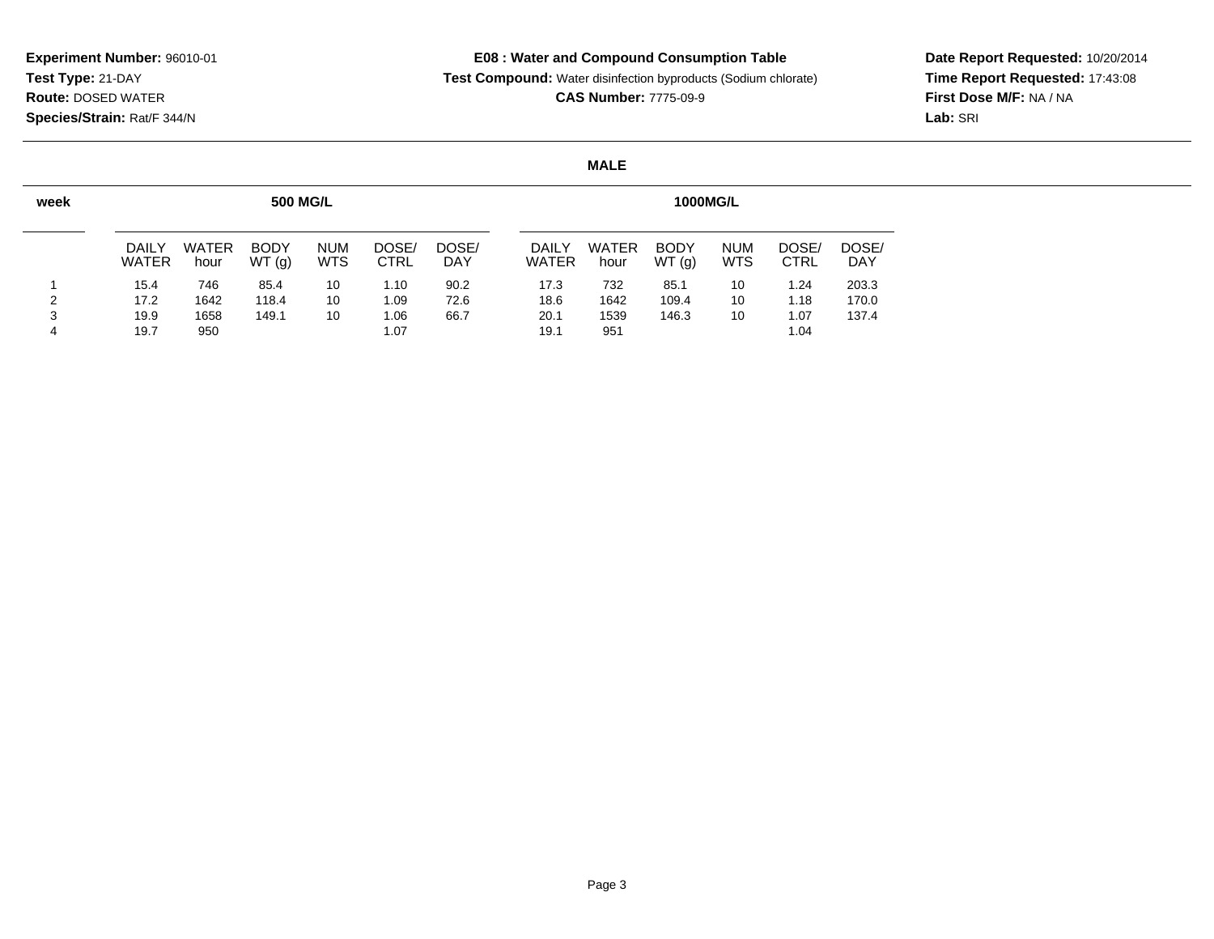**Experiment Number:** 96010-01
**Test Type:** 21-DAY
**Route:** DOSED WATER
**Species/Strain:** Rat/F 344/N

**E08 : Water and Compound Consumption Table**
**Test Compound:** Water disinfection byproducts (Sodium chlorate)
**CAS Number:** 7775-09-9

**Date Report Requested:** 10/20/2014
**Time Report Requested:** 17:43:08
**First Dose M/F:** NA / NA
**Lab:** SRI

**MALE**

| week | 500 MG/L | | | | | | 1000MG/L | | | | | |
|---|---|---|---|---|---|---|---|---|---|---|---|---|
| | DAILY WATER | WATER hour | BODY WT (g) | NUM WTS | DOSE/ CTRL | DOSE/ DAY | DAILY WATER | WATER hour | BODY WT (g) | NUM WTS | DOSE/ CTRL | DOSE/ DAY |
| 1 | 15.4 | 746 | 85.4 | 10 | 1.10 | 90.2 | 17.3 | 732 | 85.1 | 10 | 1.24 | 203.3 |
| 2 | 17.2 | 1642 | 118.4 | 10 | 1.09 | 72.6 | 18.6 | 1642 | 109.4 | 10 | 1.18 | 170.0 |
| 3 | 19.9 | 1658 | 149.1 | 10 | 1.06 | 66.7 | 20.1 | 1539 | 146.3 | 10 | 1.07 | 137.4 |
| 4 | 19.7 | 950 | | | 1.07 | | 19.1 | 951 | | | 1.04 | |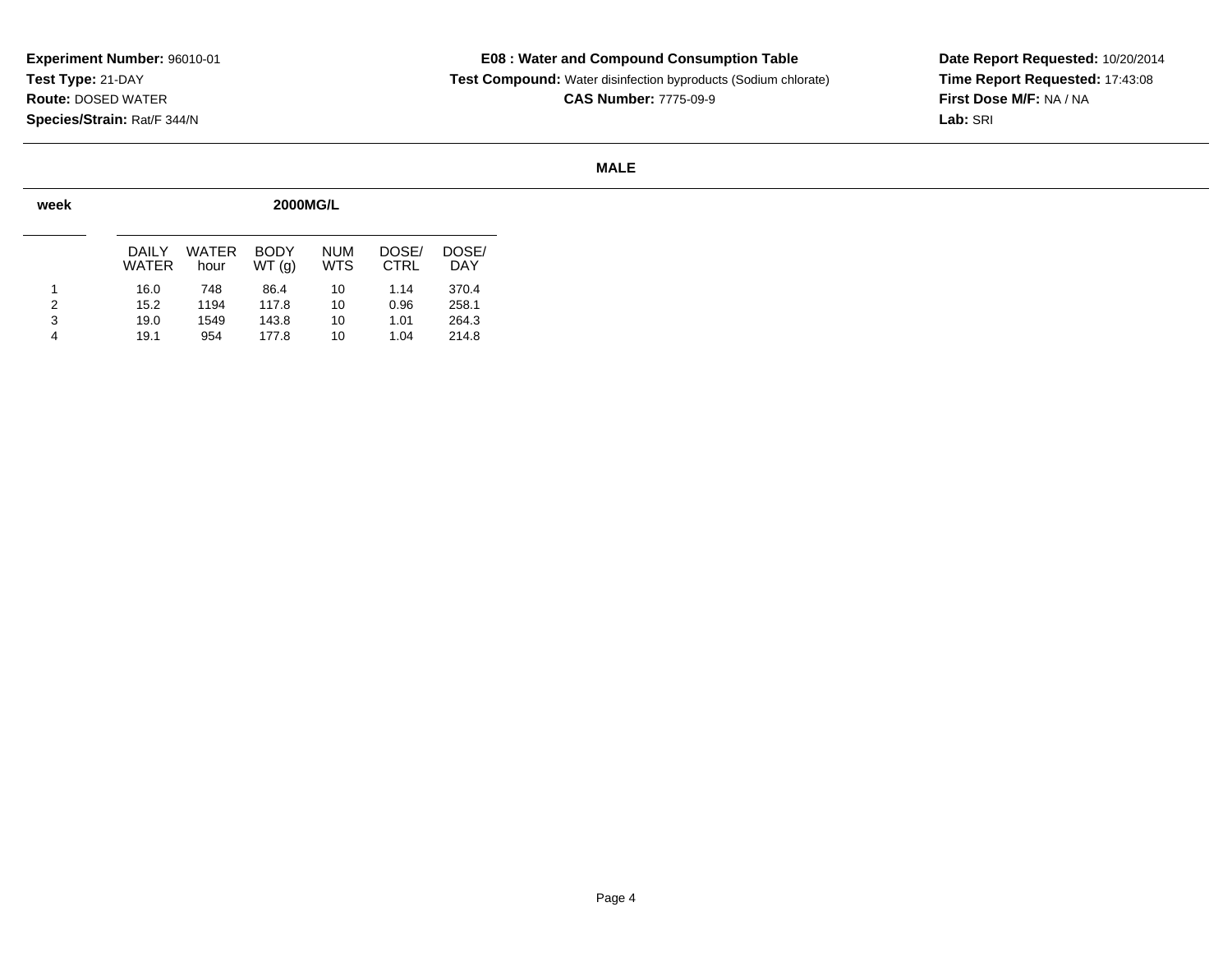**Experiment Number:** 96010-01
**Test Type:** 21-DAY
**Route:** DOSED WATER
**Species/Strain:** Rat/F 344/N

**E08 : Water and Compound Consumption Table**
**Test Compound:** Water disinfection byproducts (Sodium chlorate)
**CAS Number:** 7775-09-9

**Date Report Requested:** 10/20/2014
**Time Report Requested:** 17:43:08
**First Dose M/F:** NA / NA
**Lab:** SRI

**MALE**

| week | 2000MG/L | | | | | |
|---|---|---|---|---|---|---|
| | DAILY WATER | WATER hour | BODY WT (g) | NUM WTS | DOSE/ CTRL | DOSE/ DAY |
| 1 | 16.0 | 748 | 86.4 | 10 | 1.14 | 370.4 |
| 2 | 15.2 | 1194 | 117.8 | 10 | 0.96 | 258.1 |
| 3 | 19.0 | 1549 | 143.8 | 10 | 1.01 | 264.3 |
| 4 | 19.1 | 954 | 177.8 | 10 | 1.04 | 214.8 |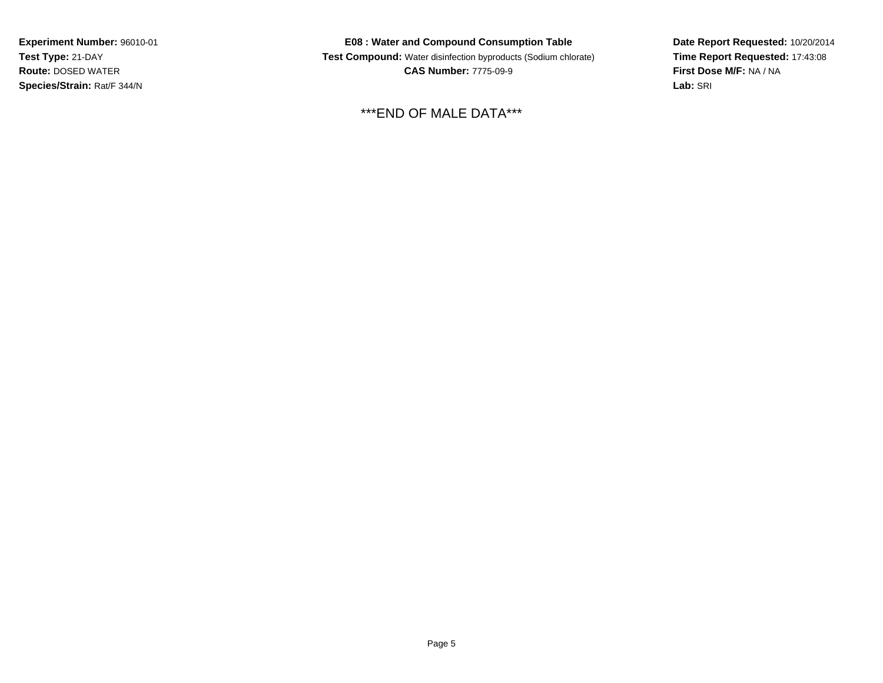**Experiment Number:** 96010-01
**Test Type:** 21-DAY
**Route:** DOSED WATER
**Species/Strain:** Rat/F 344/N

**E08 : Water and Compound Consumption Table**
**Test Compound:** Water disinfection byproducts (Sodium chlorate)
**CAS Number:** 7775-09-9

**Date Report Requested:** 10/20/2014
**Time Report Requested:** 17:43:08
**First Dose M/F:** NA / NA
**Lab:** SRI

***END OF MALE DATA***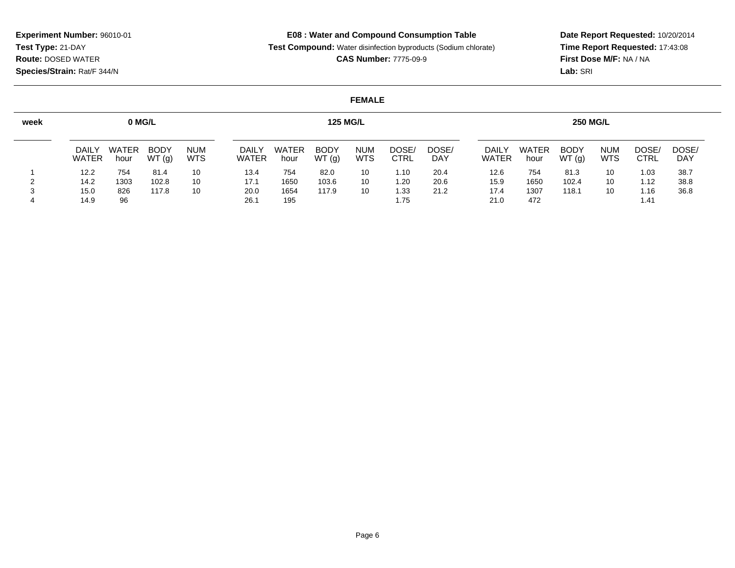**Experiment Number:** 96010-01
**Test Type:** 21-DAY
**Route:** DOSED WATER
**Species/Strain:** Rat/F 344/N

**E08 : Water and Compound Consumption Table**
**Test Compound:** Water disinfection byproducts (Sodium chlorate)
**CAS Number:** 7775-09-9

**Date Report Requested:** 10/20/2014
**Time Report Requested:** 17:43:08
**First Dose M/F:** NA / NA
**Lab:** SRI

**FEMALE**

| week | 0 MG/L | | | | 125 MG/L | | | | | | 250 MG/L | | | | | |
|---|---|---|---|---|---|---|---|---|---|---|---|---|---|---|---|---|
| | DAILY WATER | WATER hour | BODY WT (g) | NUM WTS | DAILY WATER | WATER hour | BODY WT (g) | NUM WTS | DOSE/ CTRL | DOSE/ DAY | DAILY WATER | WATER hour | BODY WT (g) | NUM WTS | DOSE/ CTRL | DOSE/ DAY |
| 1 | 12.2 | 754 | 81.4 | 10 | 13.4 | 754 | 82.0 | 10 | 1.10 | 20.4 | 12.6 | 754 | 81.3 | 10 | 1.03 | 38.7 |
| 2 | 14.2 | 1303 | 102.8 | 10 | 17.1 | 1650 | 103.6 | 10 | 1.20 | 20.6 | 15.9 | 1650 | 102.4 | 10 | 1.12 | 38.8 |
| 3 | 15.0 | 826 | 117.8 | 10 | 20.0 | 1654 | 117.9 | 10 | 1.33 | 21.2 | 17.4 | 1307 | 118.1 | 10 | 1.16 | 36.8 |
| 4 | 14.9 | 96 | | | 26.1 | 195 | | | 1.75 | | 21.0 | 472 | | | 1.41 | |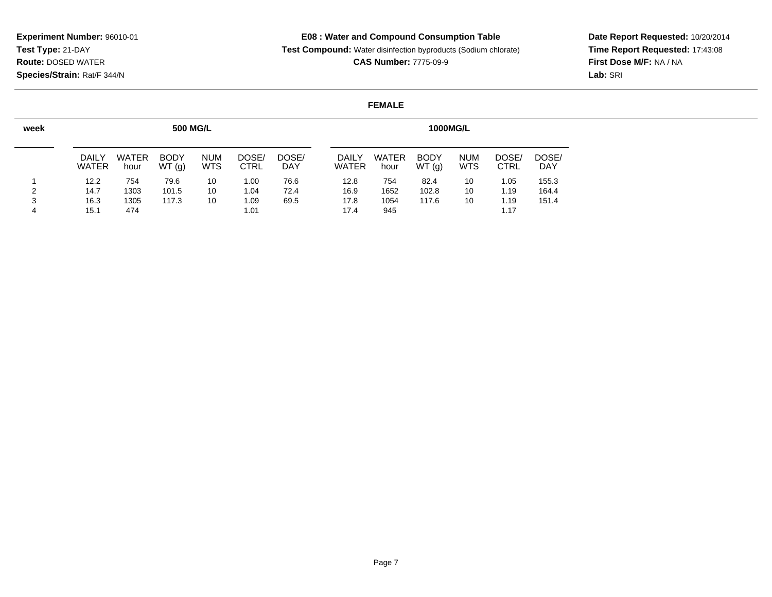**Experiment Number:** 96010-01
**Test Type:** 21-DAY
**Route:** DOSED WATER
**Species/Strain:** Rat/F 344/N

**E08 : Water and Compound Consumption Table**
**Test Compound:** Water disinfection byproducts (Sodium chlorate)
**CAS Number:** 7775-09-9

**Date Report Requested:** 10/20/2014
**Time Report Requested:** 17:43:08
**First Dose M/F:** NA / NA
**Lab:** SRI

**FEMALE**

| week | 500 MG/L | | | | | | 1000MG/L | | | | | |
|---|---|---|---|---|---|---|---|---|---|---|---|---|
| | DAILY WATER | WATER hour | BODY WT (g) | NUM WTS | DOSE/ CTRL | DOSE/ DAY | DAILY WATER | WATER hour | BODY WT (g) | NUM WTS | DOSE/ CTRL | DOSE/ DAY |
| 1 | 12.2 | 754 | 79.6 | 10 | 1.00 | 76.6 | 12.8 | 754 | 82.4 | 10 | 1.05 | 155.3 |
| 2 | 14.7 | 1303 | 101.5 | 10 | 1.04 | 72.4 | 16.9 | 1652 | 102.8 | 10 | 1.19 | 164.4 |
| 3 | 16.3 | 1305 | 117.3 | 10 | 1.09 | 69.5 | 17.8 | 1054 | 117.6 | 10 | 1.19 | 151.4 |
| 4 | 15.1 | 474 | | | 1.01 | | 17.4 | 945 | | | 1.17 | |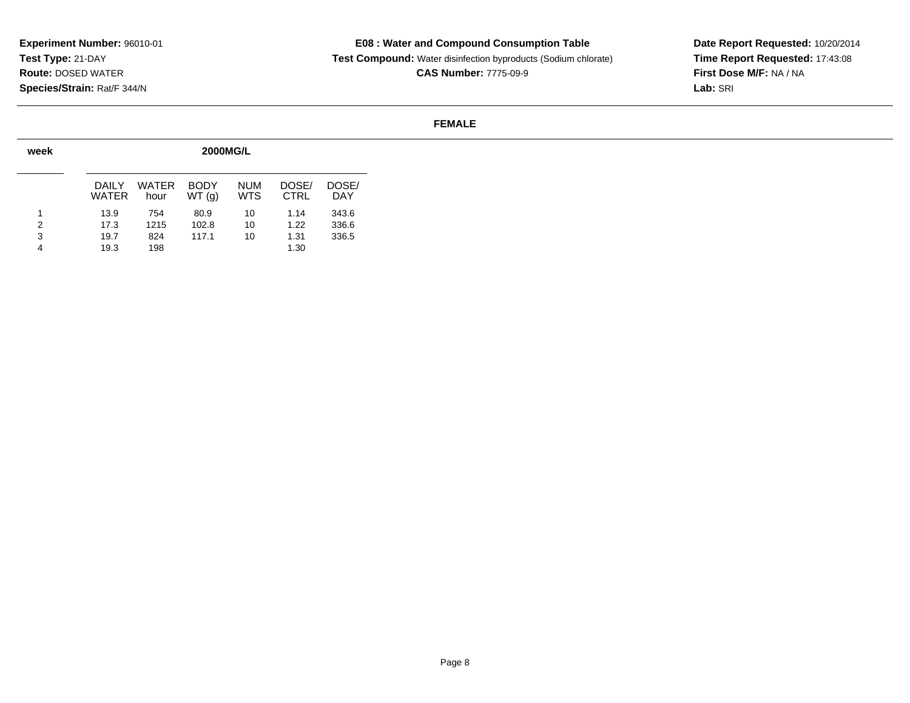**Experiment Number:** 96010-01
**Test Type:** 21-DAY
**Route:** DOSED WATER
**Species/Strain:** Rat/F 344/N

**E08 : Water and Compound Consumption Table**
**Test Compound:** Water disinfection byproducts (Sodium chlorate)
**CAS Number:** 7775-09-9

**Date Report Requested:** 10/20/2014
**Time Report Requested:** 17:43:08
**First Dose M/F:** NA / NA
**Lab:** SRI

**FEMALE**

| week | 2000MG/L | | | | | |
|---|---|---|---|---|---|---|
| | DAILY WATER | WATER hour | BODY WT (g) | NUM WTS | DOSE/ CTRL | DOSE/ DAY |
| 1 | 13.9 | 754 | 80.9 | 10 | 1.14 | 343.6 |
| 2 | 17.3 | 1215 | 102.8 | 10 | 1.22 | 336.6 |
| 3 | 19.7 | 824 | 117.1 | 10 | 1.31 | 336.5 |
| 4 | 19.3 | 198 | | | 1.30 | |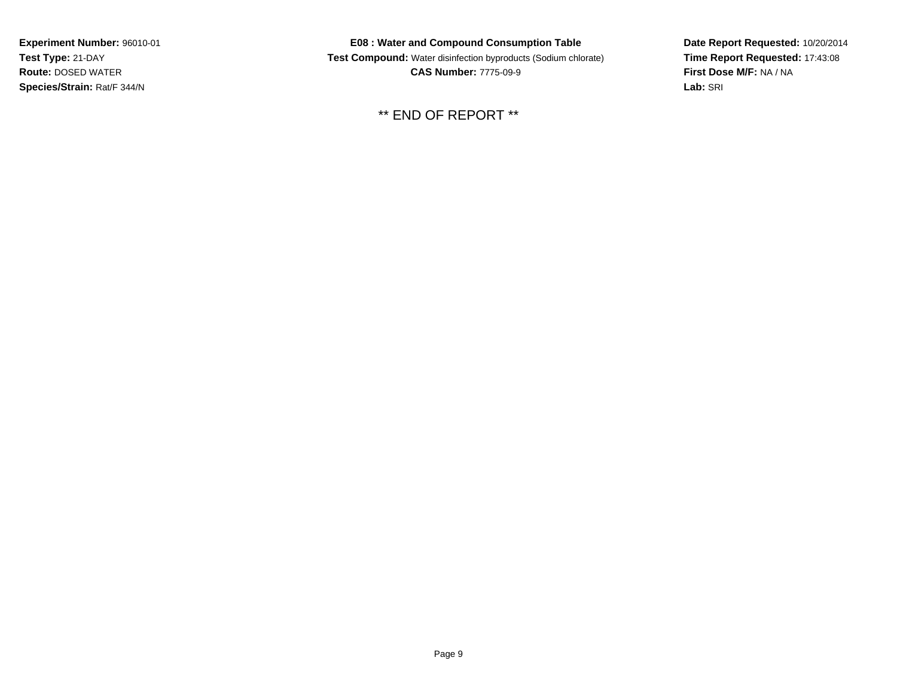**Experiment Number:** 96010-01
**Test Type:** 21-DAY
**Route:** DOSED WATER
**Species/Strain:** Rat/F 344/N

**E08 : Water and Compound Consumption Table**
**Test Compound:** Water disinfection byproducts (Sodium chlorate)
**CAS Number:** 7775-09-9

**Date Report Requested:** 10/20/2014
**Time Report Requested:** 17:43:08
**First Dose M/F:** NA / NA
**Lab:** SRI

** END OF REPORT **